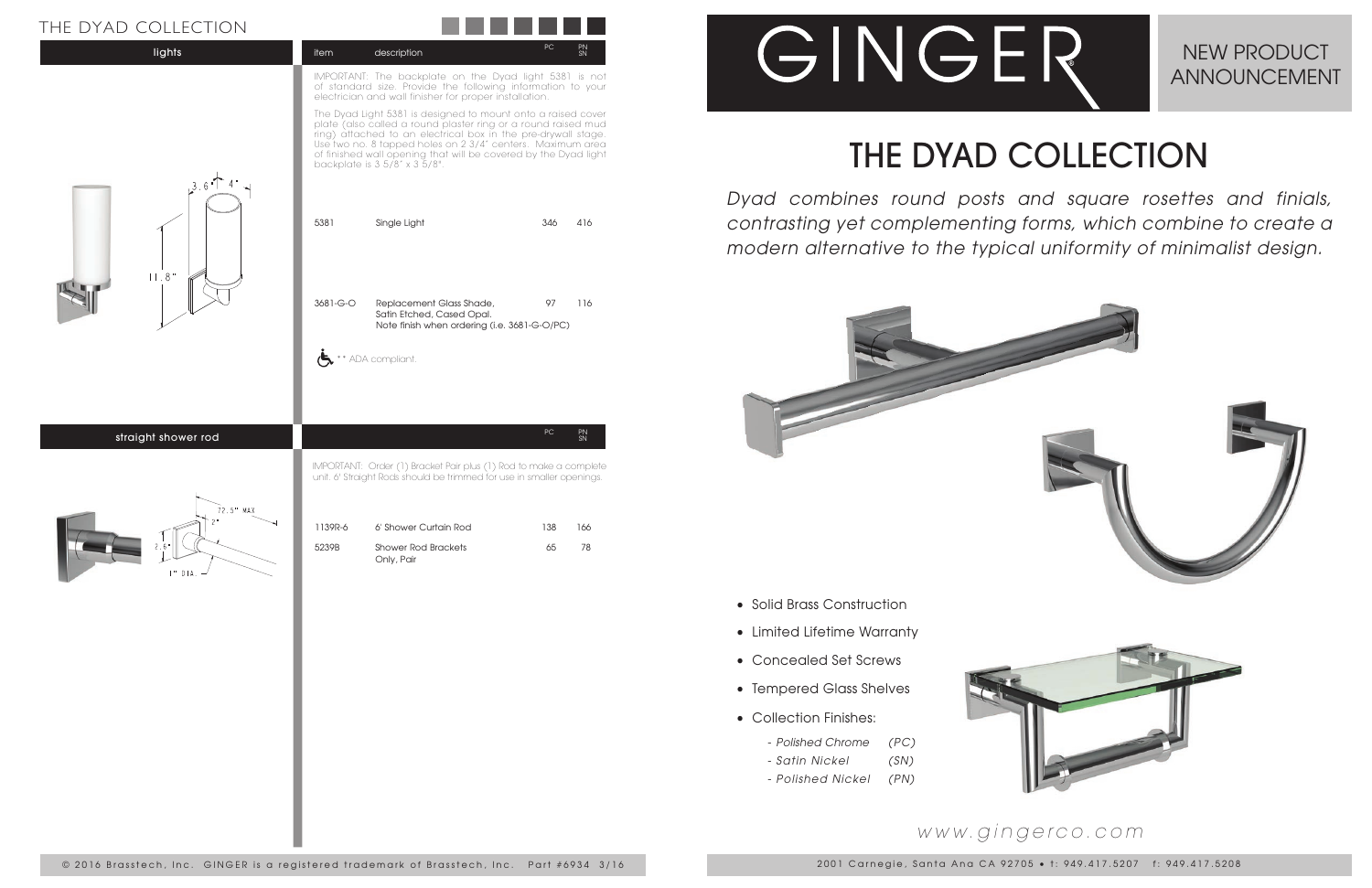# THE DYAD COLLECTION

## lights

| item | description | PC | PN SN |
|---|---|---|---|

IMPORTANT: The backplate on the Dyad light 5381 is not of standard size. Provide the following information to your electrician and wall finisher for proper installation.

The Dyad Light 5381 is designed to mount onto a raised cover plate (also called a round plaster ring or a round raised mud ring) attached to an electrical box in the pre-drywall stage. Use two no. 8 tapped holes on 2 3/4" centers. Maximum area of finished wall opening that will be covered by the Dyad light backplate is 3 5/8" x 3 5/8".

3.6" 4" 11.8"

| item | description | PC | PN SN |
|---|---|---|---|
| 5381 | Single Light | 346 | 416 |
| 3681-G-O | Replacement Glass Shade, Satin Etched, Cased Opal. Note finish when ordering (i.e. 3681-G-O/PC) | 97 | 116 |

** ADA compliant.

## straight shower rod

IMPORTANT: Order (1) Bracket Pair plus (1) Rod to make a complete unit. 6' Straight Rods should be trimmed for use in smaller openings.

72.5" MAX 2" 2.6" 1" DIA.

| item | description | PC | PN SN |
|---|---|---|---|
| 1139R-6 | 6' Shower Curtain Rod | 138 | 166 |
| 5239B | Shower Rod Brackets Only, Pair | 65 | 78 |

© 2016 Brasstech, Inc. GINGER is a registered trademark of Brasstech, Inc. Part #6934 3/16

# GINGER

NEW PRODUCT ANNOUNCEMENT

# THE DYAD COLLECTION

*Dyad combines round posts and square rosettes and finials, contrasting yet complementing forms, which combine to create a modern alternative to the typical uniformity of minimalist design.*

- Solid Brass Construction
- Limited Lifetime Warranty
- Concealed Set Screws
- Tempered Glass Shelves
- Collection Finishes:
  - *- Polished Chrome (PC)*
  - *- Satin Nickel (SN)*
  - *- Polished Nickel (PN)*

*www.gingerco.com*

2001 Carnegie, Santa Ana CA 92705 • t: 949.417.5207 f: 949.417.5208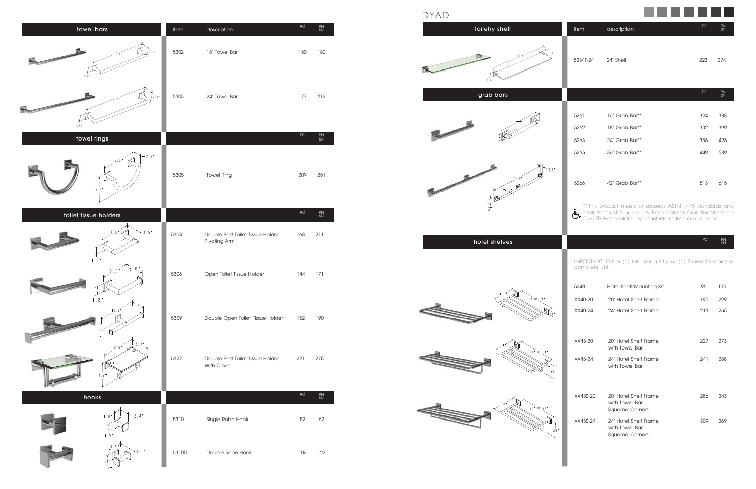# DYAD

## towel bars

| item | description | PC | PN SN |
|---|---|---|---|
| 5302 | 18" Towel Bar | 150 | 180 |
| 5303 | 24" Towel Bar | 177 | 212 |

## towel rings

| item | description | PC | PN SN |
|---|---|---|---|
| 5305 | Towel Ring | 209 | 251 |

## toilet tissue holders

| item | description | PC | PN SN |
|---|---|---|---|
| 5308 | Double Post Toilet Tissue Holder Pivoting Arm | 168 | 211 |
| 5306 | Open Toilet Tissue Holder | 144 | 171 |
| 5309 | Double Open Toilet Tissue Holder | 152 | 190 |
| 5327 | Double Post Toilet Tissue Holder With Cover | 221 | 278 |

## hooks

| item | description | PC | PN SN |
|---|---|---|---|
| 5310 | Single Robe Hook | 52 | 62 |
| 5310D | Double Robe Hook | 106 | 122 |

## toiletry shelf

| item | description | PC | PN SN |
|---|---|---|---|
| 5334T-24 | 24" Shelf | 223 | 274 |

## grab bars

| item | description | PC | PN SN |
|---|---|---|---|
| 5261 | 16" Grab Bar** | 324 | 388 |
| 5262 | 18" Grab Bar** | 332 | 399 |
| 5263 | 24" Grab Bar** | 355 | 425 |
| 5265 | 36" Grab Bar** | 449 | 539 |
| 5266 | 42" Grab Bar** | 513 | 615 |

**This product meets or exceeds ASTM F446 standards and conforms to ADA guidelines. Please refer to Grab Bar Notes see GINGER Pricebook for important information on grab bars.

## hotel shelves

IMPORTANT: Order (1) Mounting Kit plus (1) Frame to make a complete unit.

| item | description | PC | PN SN |
|---|---|---|---|
| 524B | Hotel Shelf Mounting Kit | 95 | 115 |
| XX40-20 | 20" Hotel Shelf Frame | 191 | 229 |
| XX40-24 | 24" Hotel Shelf Frame | 213 | 255 |
| XX43-20 | 20" Hotel Shelf Frame with Towel Bar | 227 | 273 |
| XX43-24 | 24" Hotel Shelf Frame with Towel Bar | 241 | 288 |
| XX43S-20 | 20" Hotel Shelf Frame with Towel Bar Squared Corners | 286 | 343 |
| XX43S-24 | 24" Hotel Shelf Frame with Towel Bar Squared Corners | 309 | 369 |